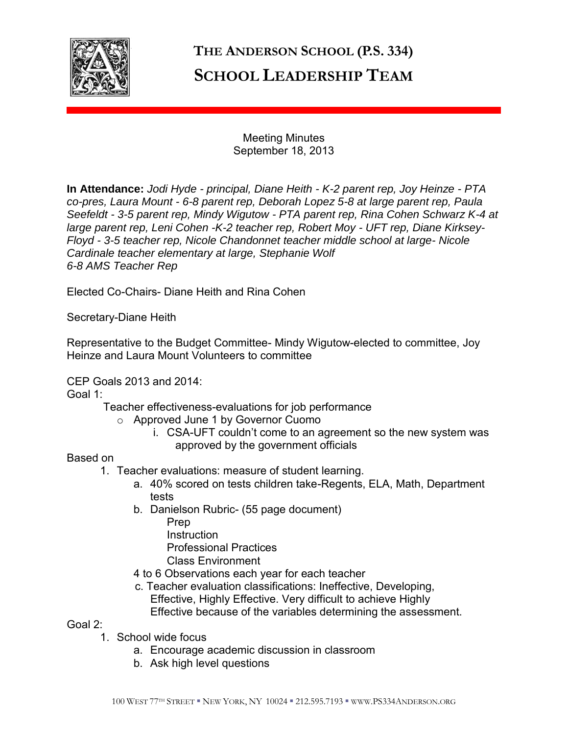# THE ANDERSON SCHOOL (P.S. 334)
# SCHOOL LEADERSHIP TEAM

Meeting Minutes
September 18, 2013

**In Attendance:** *Jodi Hyde - principal, Diane Heith - K-2 parent rep, Joy Heinze - PTA co-pres, Laura Mount - 6-8 parent rep, Deborah Lopez 5-8 at large parent rep, Paula Seefeldt - 3-5 parent rep, Mindy Wigutow - PTA parent rep, Rina Cohen Schwarz K-4 at large parent rep, Leni Cohen -K-2 teacher rep, Robert Moy - UFT rep, Diane Kirksey-Floyd - 3-5 teacher rep, Nicole Chandonnet teacher middle school at large- Nicole Cardinale teacher elementary at large, Stephanie Wolf 6-8 AMS Teacher Rep*

Elected Co-Chairs- Diane Heith and Rina Cohen

Secretary-Diane Heith

Representative to the Budget Committee- Mindy Wigutow-elected to committee, Joy Heinze and Laura Mount Volunteers to committee

CEP Goals 2013 and 2014:

Goal 1:

Teacher effectiveness-evaluations for job performance

- Approved June 1 by Governor Cuomo
    i. CSA-UFT couldn't come to an agreement so the new system was approved by the government officials

Based on

1. Teacher evaluations: measure of student learning.
    a. 40% scored on tests children take-Regents, ELA, Math, Department tests
    b. Danielson Rubric- (55 page document)
        Prep
        Instruction
        Professional Practices
        Class Environment
    
    4 to 6 Observations each year for each teacher
    
    c. Teacher evaluation classifications: Ineffective, Developing, Effective, Highly Effective. Very difficult to achieve Highly Effective because of the variables determining the assessment.

Goal 2:

1. School wide focus
    a. Encourage academic discussion in classroom
    b. Ask high level questions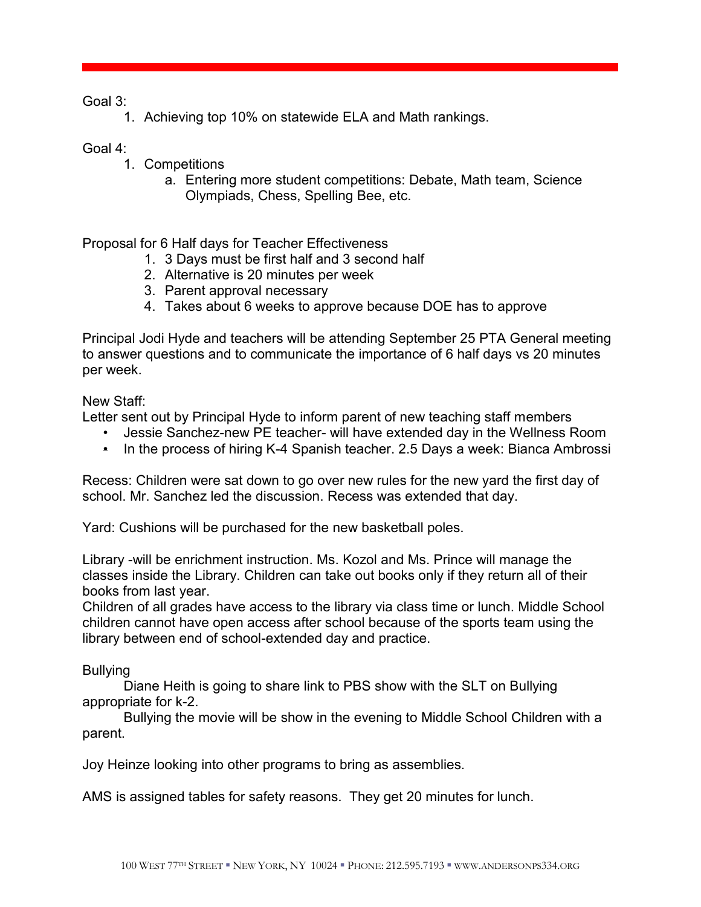Goal 3:

1. Achieving top 10% on statewide ELA and Math rankings.

Goal 4:

1. Competitions
   a. Entering more student competitions: Debate, Math team, Science Olympiads, Chess, Spelling Bee, etc.

Proposal for 6 Half days for Teacher Effectiveness

1. 3 Days must be first half and 3 second half
2. Alternative is 20 minutes per week
3. Parent approval necessary
4. Takes about 6 weeks to approve because DOE has to approve

Principal Jodi Hyde and teachers will be attending September 25 PTA General meeting to answer questions and to communicate the importance of 6 half days vs 20 minutes per week.

New Staff:
Letter sent out by Principal Hyde to inform parent of new teaching staff members

- Jessie Sanchez-new PE teacher- will have extended day in the Wellness Room
- In the process of hiring K-4 Spanish teacher. 2.5 Days a week: Bianca Ambrossi

Recess: Children were sat down to go over new rules for the new yard the first day of school. Mr. Sanchez led the discussion. Recess was extended that day.

Yard: Cushions will be purchased for the new basketball poles.

Library -will be enrichment instruction. Ms. Kozol and Ms. Prince will manage the classes inside the Library. Children can take out books only if they return all of their books from last year.
Children of all grades have access to the library via class time or lunch. Middle School children cannot have open access after school because of the sports team using the library between end of school-extended day and practice.

Bullying

Diane Heith is going to share link to PBS show with the SLT on Bullying appropriate for k-2.

Bullying the movie will be show in the evening to Middle School Children with a parent.

Joy Heinze looking into other programs to bring as assemblies.

AMS is assigned tables for safety reasons. They get 20 minutes for lunch.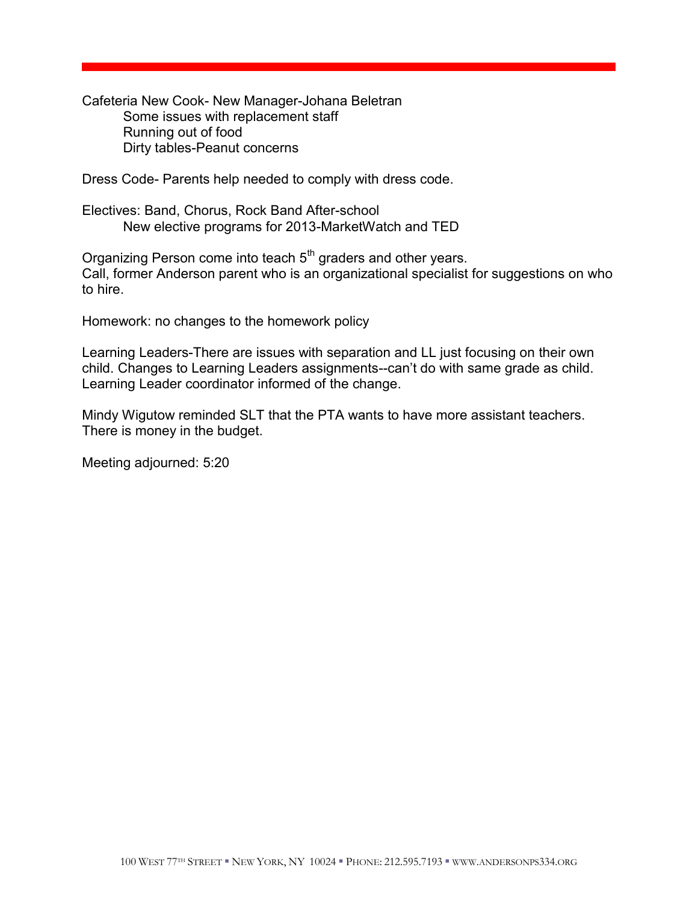Cafeteria New Cook- New Manager-Johana Beletran

Some issues with replacement staff
Running out of food
Dirty tables-Peanut concerns

Dress Code- Parents help needed to comply with dress code.

Electives: Band, Chorus, Rock Band After-school

New elective programs for 2013-MarketWatch and TED

Organizing Person come into teach 5th graders and other years.
Call, former Anderson parent who is an organizational specialist for suggestions on who to hire.

Homework: no changes to the homework policy

Learning Leaders-There are issues with separation and LL just focusing on their own child. Changes to Learning Leaders assignments--can't do with same grade as child. Learning Leader coordinator informed of the change.

Mindy Wigutow reminded SLT that the PTA wants to have more assistant teachers. There is money in the budget.

Meeting adjourned: 5:20